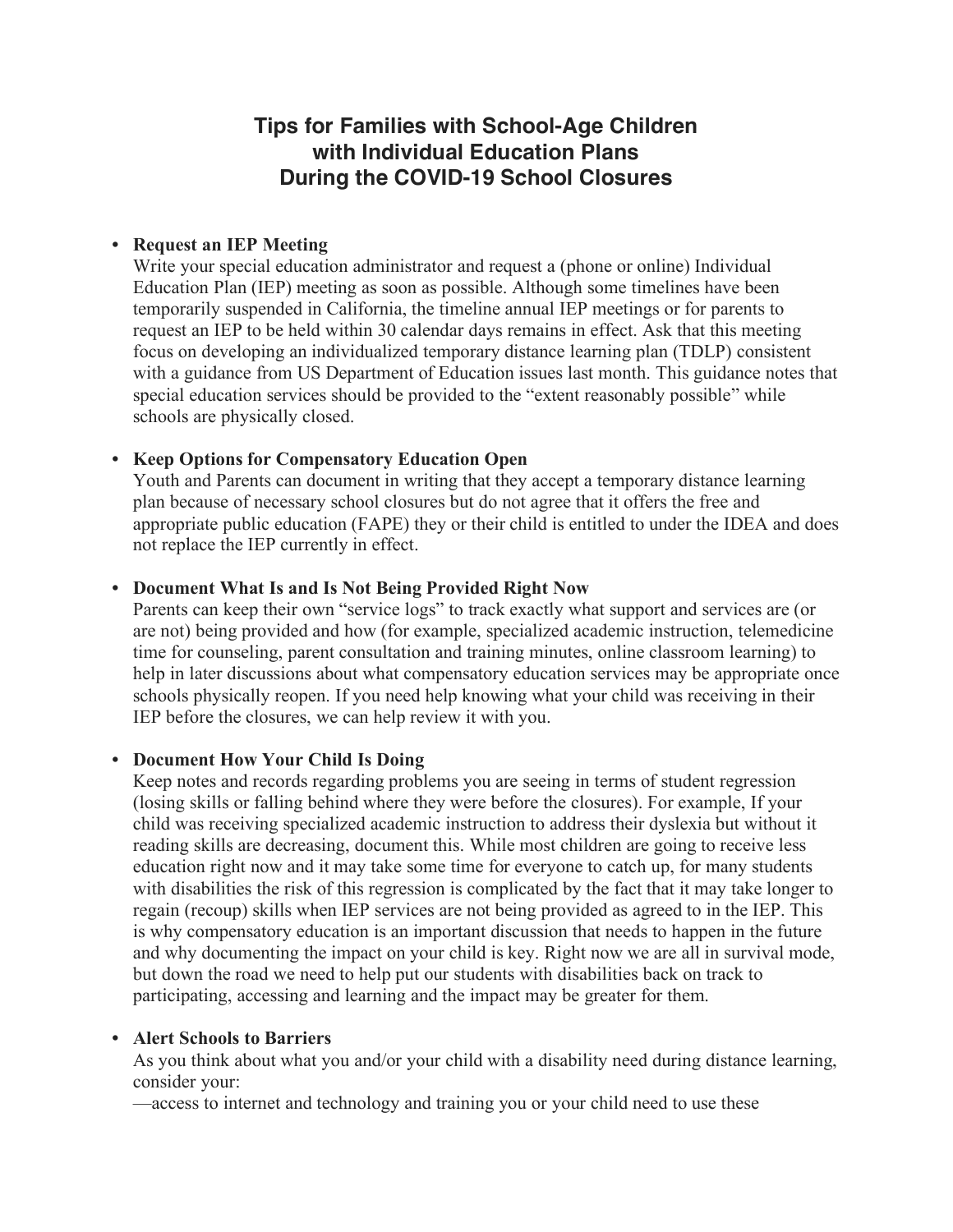# Tips for Families with School-Age Children with Individual Education Plans During the COVID-19 School Closures

- **Request an IEP Meeting**
  Write your special education administrator and request a (phone or online) Individual Education Plan (IEP) meeting as soon as possible. Although some timelines have been temporarily suspended in California, the timeline annual IEP meetings or for parents to request an IEP to be held within 30 calendar days remains in effect. Ask that this meeting focus on developing an individualized temporary distance learning plan (TDLP) consistent with a guidance from US Department of Education issues last month. This guidance notes that special education services should be provided to the "extent reasonably possible" while schools are physically closed.

- **Keep Options for Compensatory Education Open**
  Youth and Parents can document in writing that they accept a temporary distance learning plan because of necessary school closures but do not agree that it offers the free and appropriate public education (FAPE) they or their child is entitled to under the IDEA and does not replace the IEP currently in effect.

- **Document What Is and Is Not Being Provided Right Now**
  Parents can keep their own "service logs" to track exactly what support and services are (or are not) being provided and how (for example, specialized academic instruction, telemedicine time for counseling, parent consultation and training minutes, online classroom learning) to help in later discussions about what compensatory education services may be appropriate once schools physically reopen. If you need help knowing what your child was receiving in their IEP before the closures, we can help review it with you.

- **Document How Your Child Is Doing**
  Keep notes and records regarding problems you are seeing in terms of student regression (losing skills or falling behind where they were before the closures). For example, If your child was receiving specialized academic instruction to address their dyslexia but without it reading skills are decreasing, document this. While most children are going to receive less education right now and it may take some time for everyone to catch up, for many students with disabilities the risk of this regression is complicated by the fact that it may take longer to regain (recoup) skills when IEP services are not being provided as agreed to in the IEP. This is why compensatory education is an important discussion that needs to happen in the future and why documenting the impact on your child is key. Right now we are all in survival mode, but down the road we need to help put our students with disabilities back on track to participating, accessing and learning and the impact may be greater for them.

- **Alert Schools to Barriers**
  As you think about what you and/or your child with a disability need during distance learning, consider your:
  —access to internet and technology and training you or your child need to use these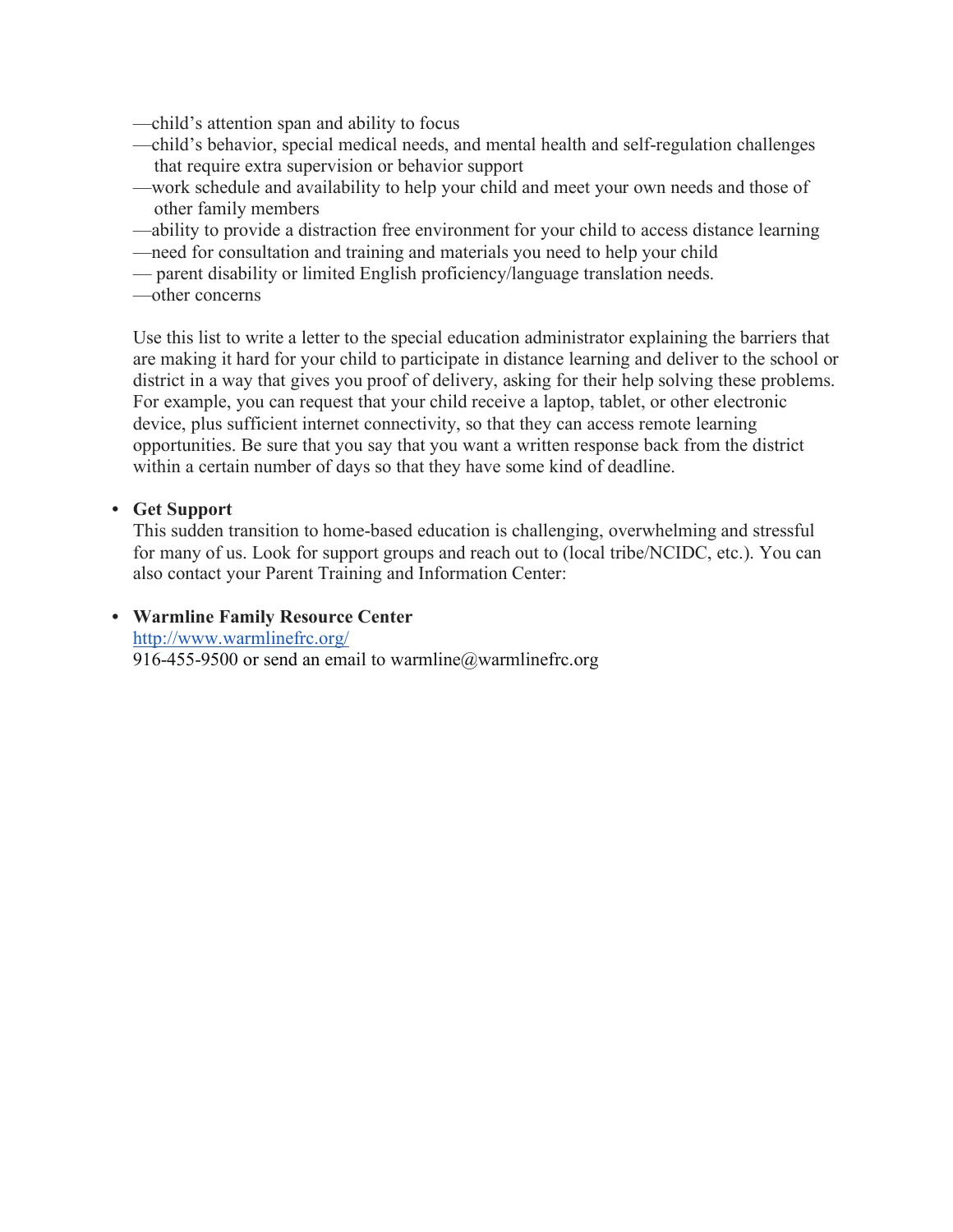—child's attention span and ability to focus
—child's behavior, special medical needs, and mental health and self-regulation challenges that require extra supervision or behavior support
—work schedule and availability to help your child and meet your own needs and those of other family members
—ability to provide a distraction free environment for your child to access distance learning
—need for consultation and training and materials you need to help your child
— parent disability or limited English proficiency/language translation needs.
—other concerns

Use this list to write a letter to the special education administrator explaining the barriers that are making it hard for your child to participate in distance learning and deliver to the school or district in a way that gives you proof of delivery, asking for their help solving these problems. For example, you can request that your child receive a laptop, tablet, or other electronic device, plus sufficient internet connectivity, so that they can access remote learning opportunities. Be sure that you say that you want a written response back from the district within a certain number of days so that they have some kind of deadline.

- **Get Support**
  This sudden transition to home-based education is challenging, overwhelming and stressful for many of us. Look for support groups and reach out to (local tribe/NCIDC, etc.). You can also contact your Parent Training and Information Center:

- **Warmline Family Resource Center**
  [http://www.warmlinefrc.org/](http://www.warmlinefrc.org/)
  916-455-9500 or send an email to warmline@warmlinefrc.org